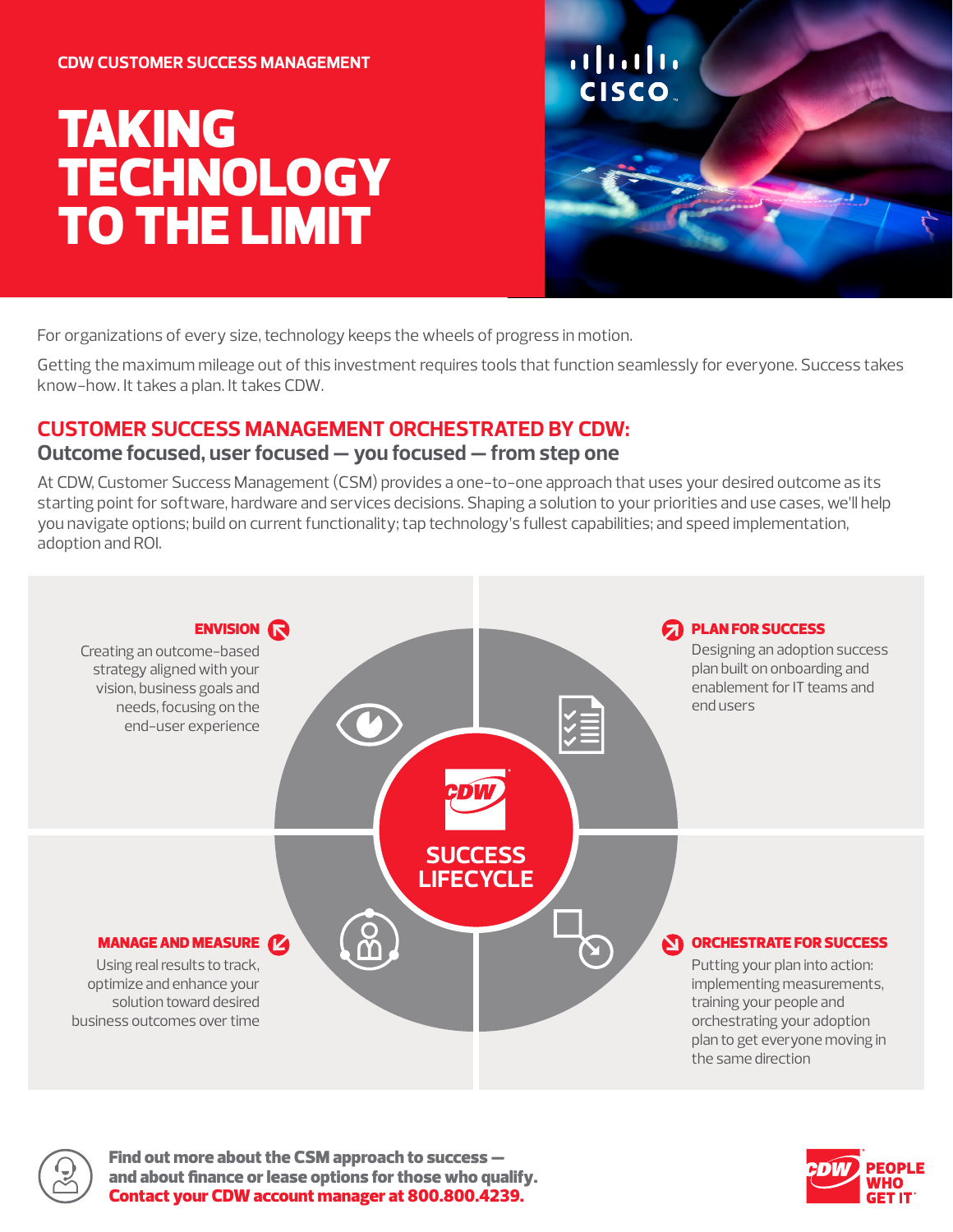CDW CUSTOMER SUCCESS MANAGEMENT

# TAKING TECHNOLOGY TO THE LIMIT

For organizations of every size, technology keeps the wheels of progress in motion.

Getting the maximum mileage out of this investment requires tools that function seamlessly for everyone. Success takes know-how. It takes a plan. It takes CDW.

## CUSTOMER SUCCESS MANAGEMENT ORCHESTRATED BY CDW:

### Outcome focused, user focused — you focused — from step one

At CDW, Customer Success Management (CSM) provides a one-to-one approach that uses your desired outcome as its starting point for software, hardware and services decisions. Shaping a solution to your priorities and use cases, we'll help you navigate options; build on current functionality; tap technology's fullest capabilities; and speed implementation, adoption and ROI.

**SUCCESS LIFECYCLE**

**ENVISION**

Creating an outcome-based strategy aligned with your vision, business goals and needs, focusing on the end-user experience

**PLAN FOR SUCCESS**

Designing an adoption success plan built on onboarding and enablement for IT teams and end users

**ORCHESTRATE FOR SUCCESS**

Putting your plan into action: implementing measurements, training your people and orchestrating your adoption plan to get everyone moving in the same direction

**MANAGE AND MEASURE**

Using real results to track, optimize and enhance your solution toward desired business outcomes over time

**Find out more about the CSM approach to success — and about finance or lease options for those who qualify.**
**Contact your CDW account manager at 800.800.4239.**

CDW PEOPLE WHO GET IT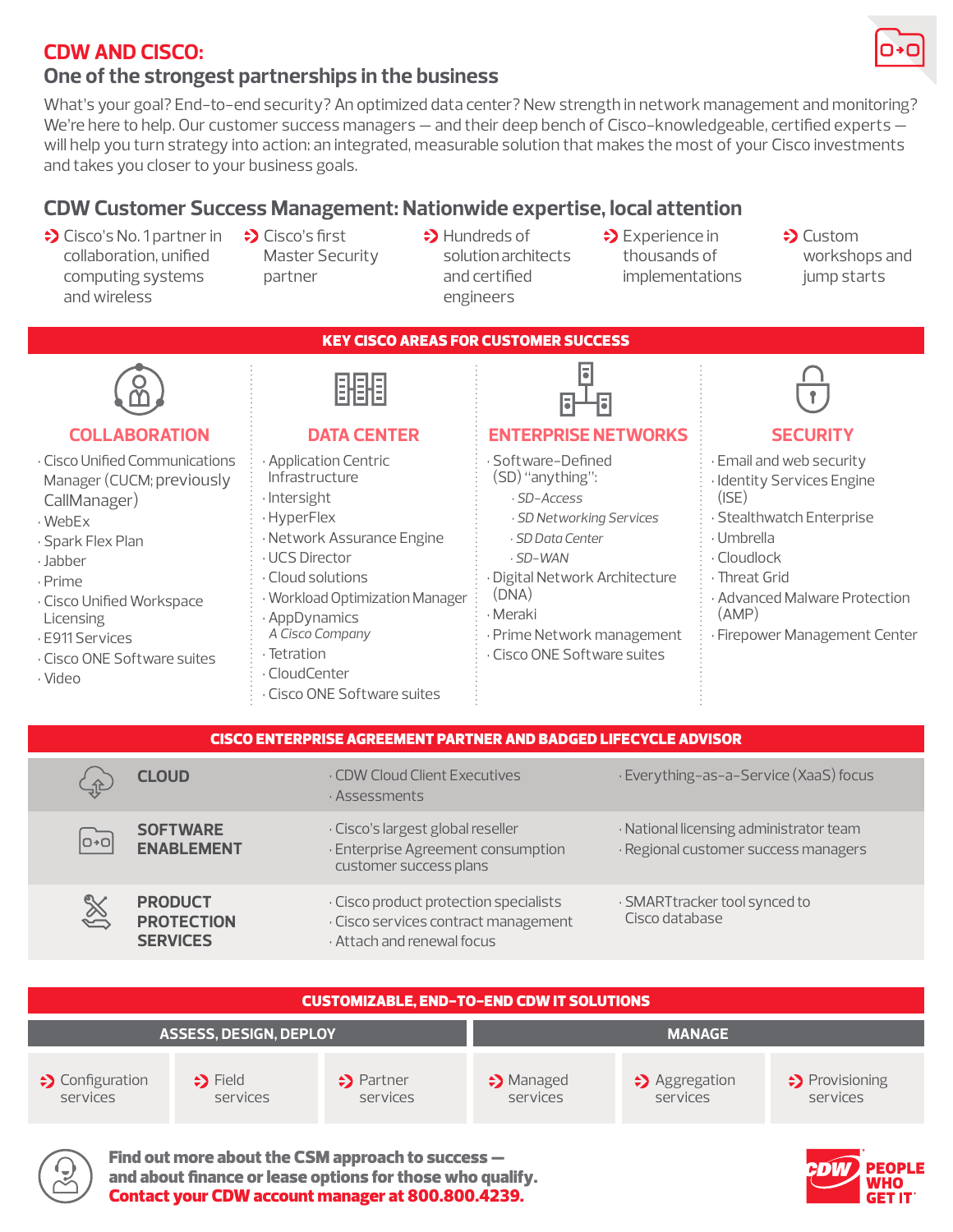# CDW AND CISCO:

## One of the strongest partnerships in the business

What's your goal? End-to-end security? An optimized data center? New strength in network management and monitoring? We're here to help. Our customer success managers — and their deep bench of Cisco-knowledgeable, certified experts — will help you turn strategy into action: an integrated, measurable solution that makes the most of your Cisco investments and takes you closer to your business goals.

## CDW Customer Success Management: Nationwide expertise, local attention

- Cisco's No. 1 partner in collaboration, unified computing systems and wireless
- Cisco's first Master Security partner
- Hundreds of solution architects and certified engineers
- Experience in thousands of implementations
- Custom workshops and jump starts

## KEY CISCO AREAS FOR CUSTOMER SUCCESS

### COLLABORATION

- Cisco Unified Communications Manager (CUCM; previously CallManager)
- WebEx
- Spark Flex Plan
- Jabber
- Prime
- Cisco Unified Workspace Licensing
- E911 Services
- Cisco ONE Software suites
- Video

### DATA CENTER

- Application Centric Infrastructure
- Intersight
- HyperFlex
- Network Assurance Engine
- UCS Director
- Cloud solutions
- Workload Optimization Manager
- AppDynamics *A Cisco Company*
- Tetration
- CloudCenter
- Cisco ONE Software suites

### ENTERPRISE NETWORKS

- Software-Defined (SD) "anything":
  - *SD-Access*
  - *SD Networking Services*
  - *SD Data Center*
  - *SD-WAN*
- Digital Network Architecture (DNA)
- Meraki
- Prime Network management
- Cisco ONE Software suites

### SECURITY

- Email and web security
- Identity Services Engine (ISE)
- Stealthwatch Enterprise
- Umbrella
- Cloudlock
- Threat Grid
- Advanced Malware Protection (AMP)
- Firepower Management Center

## CISCO ENTERPRISE AGREEMENT PARTNER AND BADGED LIFECYCLE ADVISOR

| | | |
|---|---|---|
| **CLOUD** | · CDW Cloud Client Executives<br>· Assessments | · Everything-as-a-Service (XaaS) focus |
| **SOFTWARE ENABLEMENT** | · Cisco's largest global reseller<br>· Enterprise Agreement consumption customer success plans | · National licensing administrator team<br>· Regional customer success managers |
| **PRODUCT PROTECTION SERVICES** | · Cisco product protection specialists<br>· Cisco services contract management<br>· Attach and renewal focus | · SMARTtracker tool synced to Cisco database |

## CUSTOMIZABLE, END-TO-END CDW IT SOLUTIONS

| ASSESS, DESIGN, DEPLOY | | | MANAGE | | |
|---|---|---|---|---|---|
| Configuration services | Field services | Partner services | Managed services | Aggregation services | Provisioning services |

**Find out more about the CSM approach to success — and about finance or lease options for those who qualify.**
**Contact your CDW account manager at 800.800.4239.**

CDW PEOPLE WHO GET IT